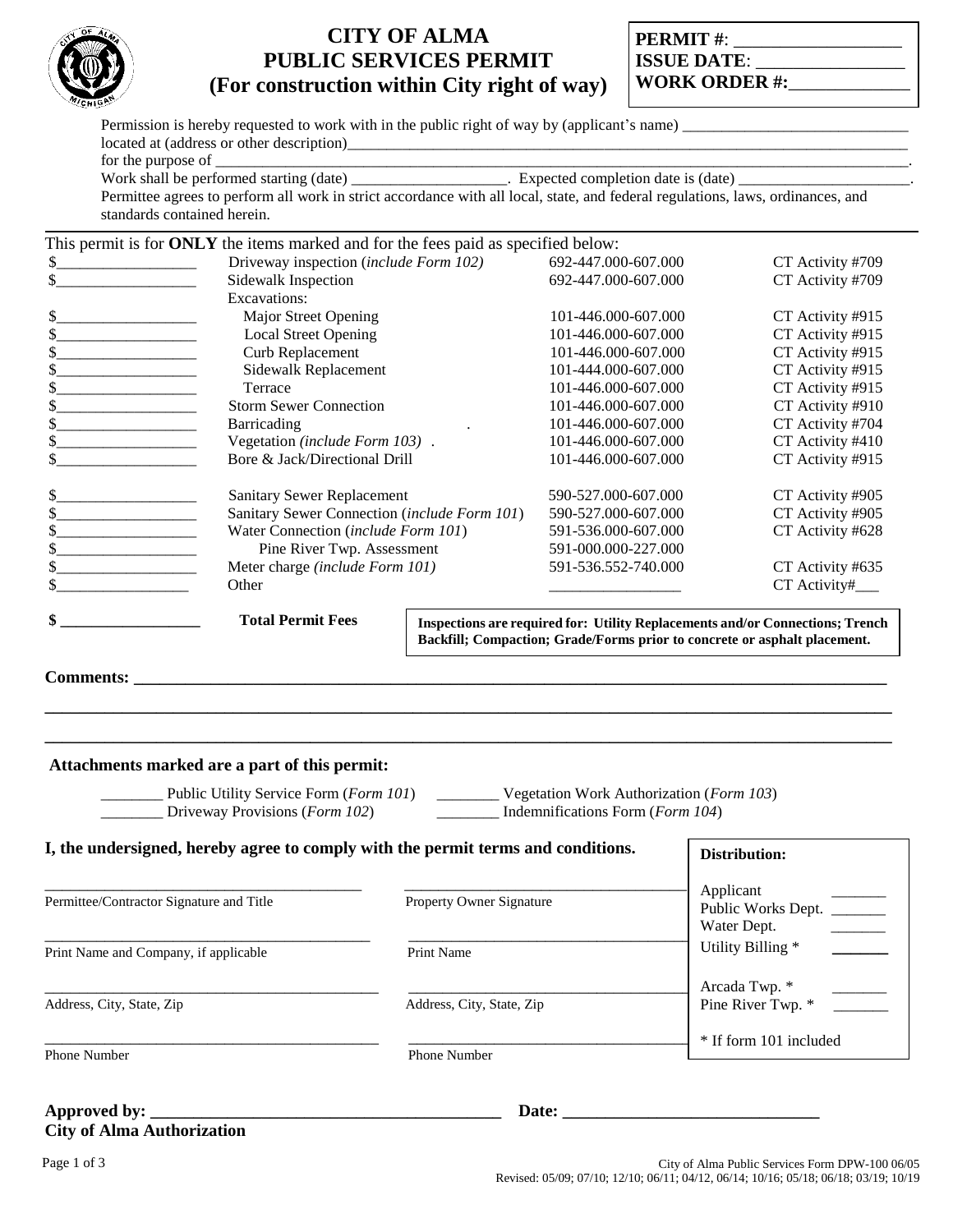# CITY OF ALMA
# PUBLIC SERVICES PERMIT
## (For construction within City right of way)

**PERMIT #**: __________________
**ISSUE DATE**: ________________
**WORK ORDER #:**_____________

Permission is hereby requested to work with in the public right of way by (applicant's name) ____________________________
located at (address or other description)____________________________________________________________________________
for the purpose of _______________________________________________________________________________________.
Work shall be performed starting (date) ____________________. Expected completion date is (date) ______________________.
Permittee agrees to perform all work in strict accordance with all local, state, and federal regulations, laws, ordinances, and standards contained herein.

This permit is for **ONLY** the items marked and for the fees paid as specified below:

| Fee | Item | Account | Activity |
|---|---|---|---|
| $_________________ | Driveway inspection (*include Form 102)* | 692-447.000-607.000 | CT Activity #709 |
| $_________________ | Sidewalk Inspection | 692-447.000-607.000 | CT Activity #709 |
| | Excavations: | | |
| $_________________ | Major Street Opening | 101-446.000-607.000 | CT Activity #915 |
| $_________________ | Local Street Opening | 101-446.000-607.000 | CT Activity #915 |
| $_________________ | Curb Replacement | 101-446.000-607.000 | CT Activity #915 |
| $_________________ | Sidewalk Replacement | 101-444.000-607.000 | CT Activity #915 |
| $_________________ | Terrace | 101-446.000-607.000 | CT Activity #915 |
| $_________________ | Storm Sewer Connection | 101-446.000-607.000 | CT Activity #910 |
| $_________________ | Barricading | 101-446.000-607.000 | CT Activity #704 |
| $_________________ | Vegetation *(include Form 103)* | 101-446.000-607.000 | CT Activity #410 |
| $_________________ | Bore & Jack/Directional Drill | 101-446.000-607.000 | CT Activity #915 |
| $_________________ | Sanitary Sewer Replacement | 590-527.000-607.000 | CT Activity #905 |
| $_________________ | Sanitary Sewer Connection (*include Form 101*) | 590-527.000-607.000 | CT Activity #905 |
| $_________________ | Water Connection (*include Form 101*) | 591-536.000-607.000 | CT Activity #628 |
| $_________________ | Pine River Twp. Assessment | 591-000.000-227.000 | |
| $_________________ | Meter charge *(include Form 101)* | 591-536.552-740.000 | CT Activity #635 |
| $_________________ | Other | _________________ | CT Activity#___ |
| **$ _________________** | **Total Permit Fees** | | |

**Inspections are required for: Utility Replacements and/or Connections; Trench Backfill; Compaction; Grade/Forms prior to concrete or asphalt placement.**

**Comments: ___________________________________________________________________________________________**

_____________________________________________________________________________________________________

_____________________________________________________________________________________________________

**Attachments marked are a part of this permit:**

________ Public Utility Service Form (*Form 101*) ________ Vegetation Work Authorization (*Form 103*)
________ Driveway Provisions (*Form 102*) ________ Indemnifications Form (*Form 104*)

**I, the undersigned, hereby agree to comply with the permit terms and conditions.**

| | | |
|---|---|---|
| ________________________________ Permittee/Contractor Signature and Title | ________________________________ Property Owner Signature | **Distribution:** |
| ________________________________ Print Name and Company, if applicable | ________________________________ Print Name | Applicant _______ Public Works Dept. _______ Water Dept. _______ Utility Billing * _______ |
| ________________________________ Address, City, State, Zip | ________________________________ Address, City, State, Zip | Arcada Twp. * _______ Pine River Twp. * _______ |
| ________________________________ Phone Number | ________________________________ Phone Number | * If form 101 included |

**Approved by: ___________________________________________ Date: ______________________________**
**City of Alma Authorization**

City of Alma Public Services Form DPW-100 06/05
Revised: 05/09; 07/10; 12/10; 06/11; 04/12, 06/14; 10/16; 05/18; 06/18; 03/19; 10/19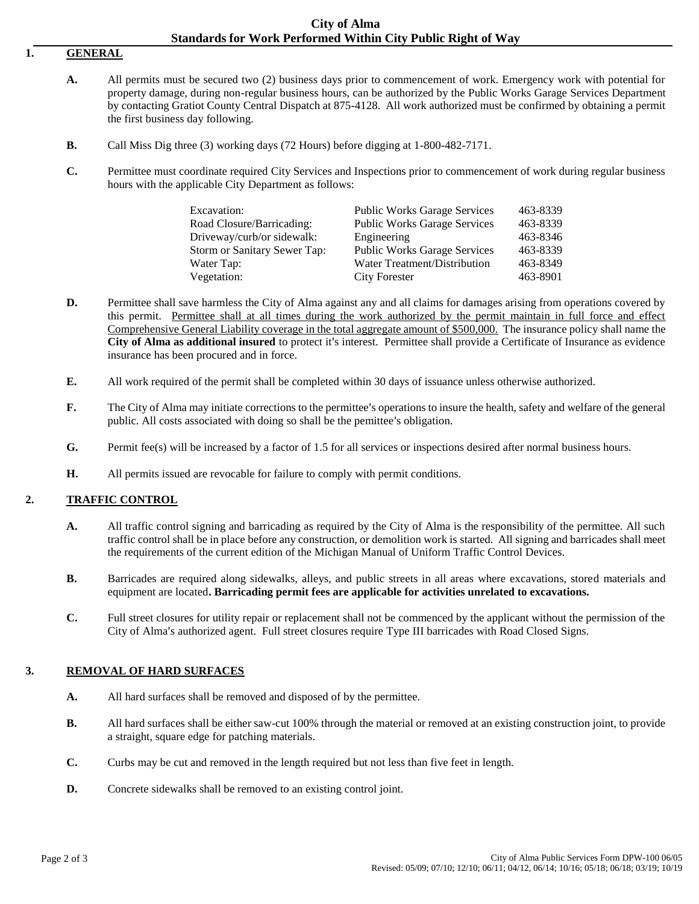# City of Alma
## Standards for Work Performed Within City Public Right of Way

## 1. GENERAL

**A.** All permits must be secured two (2) business days prior to commencement of work. Emergency work with potential for property damage, during non-regular business hours, can be authorized by the Public Works Garage Services Department by contacting Gratiot County Central Dispatch at 875-4128. All work authorized must be confirmed by obtaining a permit the first business day following.

**B.** Call Miss Dig three (3) working days (72 Hours) before digging at 1-800-482-7171.

**C.** Permittee must coordinate required City Services and Inspections prior to commencement of work during regular business hours with the applicable City Department as follows:

| | | |
|---|---|---|
| Excavation: | Public Works Garage Services | 463-8339 |
| Road Closure/Barricading: | Public Works Garage Services | 463-8339 |
| Driveway/curb/or sidewalk: | Engineering | 463-8346 |
| Storm or Sanitary Sewer Tap: | Public Works Garage Services | 463-8339 |
| Water Tap: | Water Treatment/Distribution | 463-8349 |
| Vegetation: | City Forester | 463-8901 |

**D.** Permittee shall save harmless the City of Alma against any and all claims for damages arising from operations covered by this permit. Permittee shall at all times during the work authorized by the permit maintain in full force and effect Comprehensive General Liability coverage in the total aggregate amount of $500,000. The insurance policy shall name the **City of Alma as additional insured** to protect it's interest. Permittee shall provide a Certificate of Insurance as evidence insurance has been procured and in force.

**E.** All work required of the permit shall be completed within 30 days of issuance unless otherwise authorized.

**F.** The City of Alma may initiate corrections to the permittee's operations to insure the health, safety and welfare of the general public. All costs associated with doing so shall be the pemittee's obligation.

**G.** Permit fee(s) will be increased by a factor of 1.5 for all services or inspections desired after normal business hours.

**H.** All permits issued are revocable for failure to comply with permit conditions.

## 2. TRAFFIC CONTROL

**A.** All traffic control signing and barricading as required by the City of Alma is the responsibility of the permittee. All such traffic control shall be in place before any construction, or demolition work is started. All signing and barricades shall meet the requirements of the current edition of the Michigan Manual of Uniform Traffic Control Devices.

**B.** Barricades are required along sidewalks, alleys, and public streets in all areas where excavations, stored materials and equipment are located**. Barricading permit fees are applicable for activities unrelated to excavations.**

**C.** Full street closures for utility repair or replacement shall not be commenced by the applicant without the permission of the City of Alma's authorized agent. Full street closures require Type III barricades with Road Closed Signs.

## 3. REMOVAL OF HARD SURFACES

**A.** All hard surfaces shall be removed and disposed of by the permittee.

**B.** All hard surfaces shall be either saw-cut 100% through the material or removed at an existing construction joint, to provide a straight, square edge for patching materials.

**C.** Curbs may be cut and removed in the length required but not less than five feet in length.

**D.** Concrete sidewalks shall be removed to an existing control joint.

City of Alma Public Services Form DPW-100 06/05
Revised: 05/09; 07/10; 12/10; 06/11; 04/12, 06/14; 10/16; 05/18; 06/18; 03/19; 10/19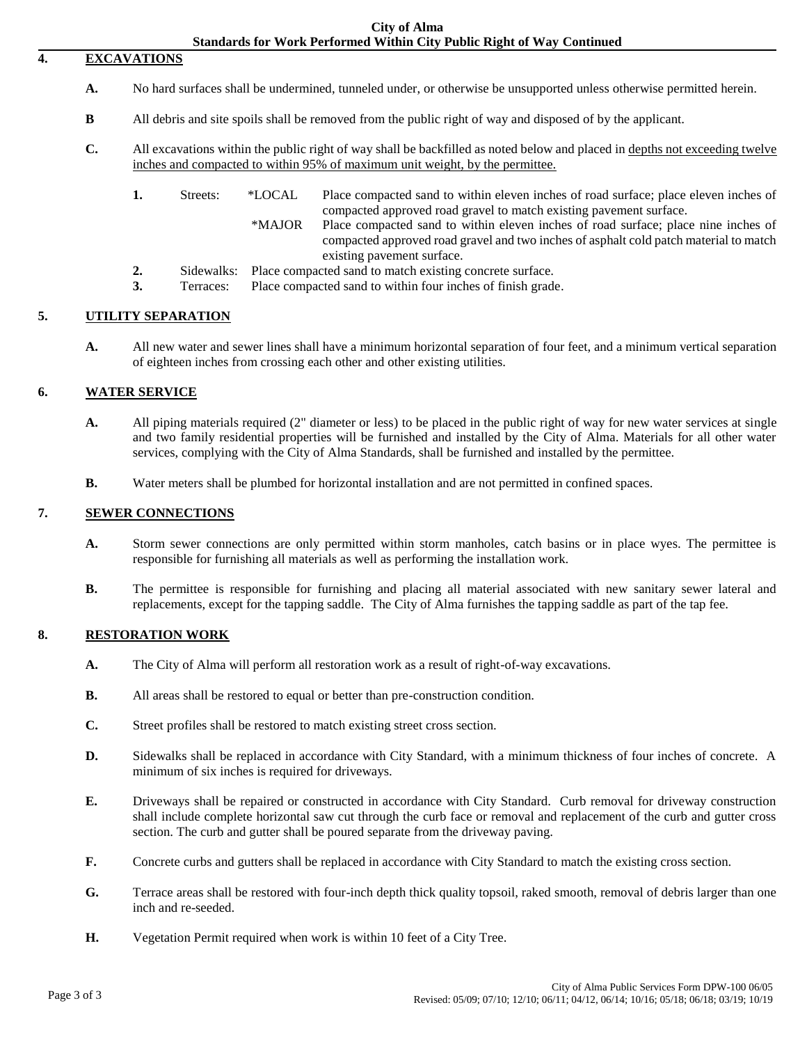## 4. EXCAVATIONS

**A.** No hard surfaces shall be undermined, tunneled under, or otherwise be unsupported unless otherwise permitted herein.

**B** All debris and site spoils shall be removed from the public right of way and disposed of by the applicant.

**C.** All excavations within the public right of way shall be backfilled as noted below and placed in depths not exceeding twelve inches and compacted to within 95% of maximum unit weight, by the permittee.

1. Streets:
   - *LOCAL Place compacted sand to within eleven inches of road surface; place eleven inches of compacted approved road gravel to match existing pavement surface.
   - *MAJOR Place compacted sand to within eleven inches of road surface; place nine inches of compacted approved road gravel and two inches of asphalt cold patch material to match existing pavement surface.
2. Sidewalks: Place compacted sand to match existing concrete surface.
3. Terraces: Place compacted sand to within four inches of finish grade.

## 5. UTILITY SEPARATION

**A.** All new water and sewer lines shall have a minimum horizontal separation of four feet, and a minimum vertical separation of eighteen inches from crossing each other and other existing utilities.

## 6. WATER SERVICE

**A.** All piping materials required (2" diameter or less) to be placed in the public right of way for new water services at single and two family residential properties will be furnished and installed by the City of Alma. Materials for all other water services, complying with the City of Alma Standards, shall be furnished and installed by the permittee.

**B.** Water meters shall be plumbed for horizontal installation and are not permitted in confined spaces.

## 7. SEWER CONNECTIONS

**A.** Storm sewer connections are only permitted within storm manholes, catch basins or in place wyes. The permittee is responsible for furnishing all materials as well as performing the installation work.

**B.** The permittee is responsible for furnishing and placing all material associated with new sanitary sewer lateral and replacements, except for the tapping saddle. The City of Alma furnishes the tapping saddle as part of the tap fee.

## 8. RESTORATION WORK

**A.** The City of Alma will perform all restoration work as a result of right-of-way excavations.

**B.** All areas shall be restored to equal or better than pre-construction condition.

**C.** Street profiles shall be restored to match existing street cross section.

**D.** Sidewalks shall be replaced in accordance with City Standard, with a minimum thickness of four inches of concrete. A minimum of six inches is required for driveways.

**E.** Driveways shall be repaired or constructed in accordance with City Standard. Curb removal for driveway construction shall include complete horizontal saw cut through the curb face or removal and replacement of the curb and gutter cross section. The curb and gutter shall be poured separate from the driveway paving.

**F.** Concrete curbs and gutters shall be replaced in accordance with City Standard to match the existing cross section.

**G.** Terrace areas shall be restored with four-inch depth thick quality topsoil, raked smooth, removal of debris larger than one inch and re-seeded.

**H.** Vegetation Permit required when work is within 10 feet of a City Tree.

City of Alma Public Services Form DPW-100 06/05
Revised: 05/09; 07/10; 12/10; 06/11; 04/12, 06/14; 10/16; 05/18; 06/18; 03/19; 10/19